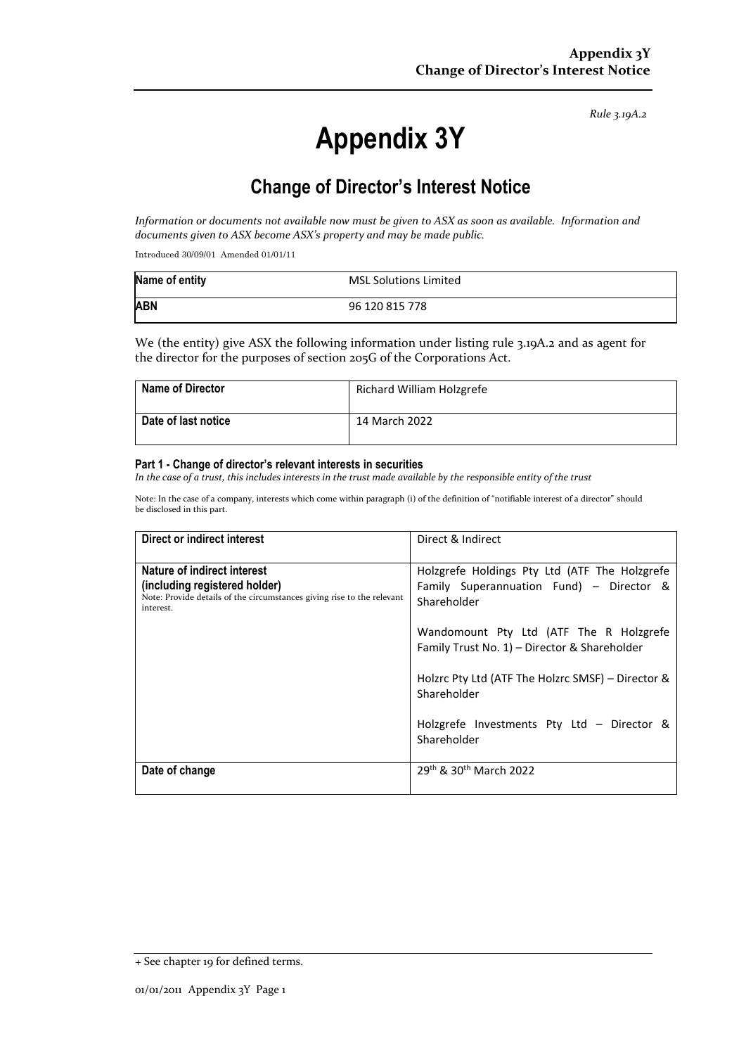*Rule 3.19A.2*

# Appendix 3Y

## Change of Director's Interest Notice

*Information or documents not available now must be given to ASX as soon as available. Information and documents given to ASX become ASX's property and may be made public.*

Introduced 30/09/01 Amended 01/01/11

| Name of entity | MSL Solutions Limited |
| --- | --- |
| ABN | 96 120 815 778 |

We (the entity) give ASX the following information under listing rule 3.19A.2 and as agent for the director for the purposes of section 205G of the Corporations Act.

| Name of Director | Richard William Holzgrefe |
| --- | --- |
| Date of last notice | 14 March 2022 |

#### Part 1 - Change of director's relevant interests in securities

*In the case of a trust, this includes interests in the trust made available by the responsible entity of the trust*

Note: In the case of a company, interests which come within paragraph (i) of the definition of "notifiable interest of a director" should be disclosed in this part.

| Direct or indirect interest | Direct & Indirect |
| --- | --- |
| **Nature of indirect interest (including registered holder)**<br>Note: Provide details of the circumstances giving rise to the relevant interest. | Holzgrefe Holdings Pty Ltd (ATF The Holzgrefe Family Superannuation Fund) – Director & Shareholder<br><br>Wandomount Pty Ltd (ATF The R Holzgrefe Family Trust No. 1) – Director & Shareholder<br><br>Holzrc Pty Ltd (ATF The Holzrc SMSF) – Director & Shareholder<br><br>Holzgrefe Investments Pty Ltd – Director & Shareholder |
| **Date of change** | 29th & 30th March 2022 |

+ See chapter 19 for defined terms.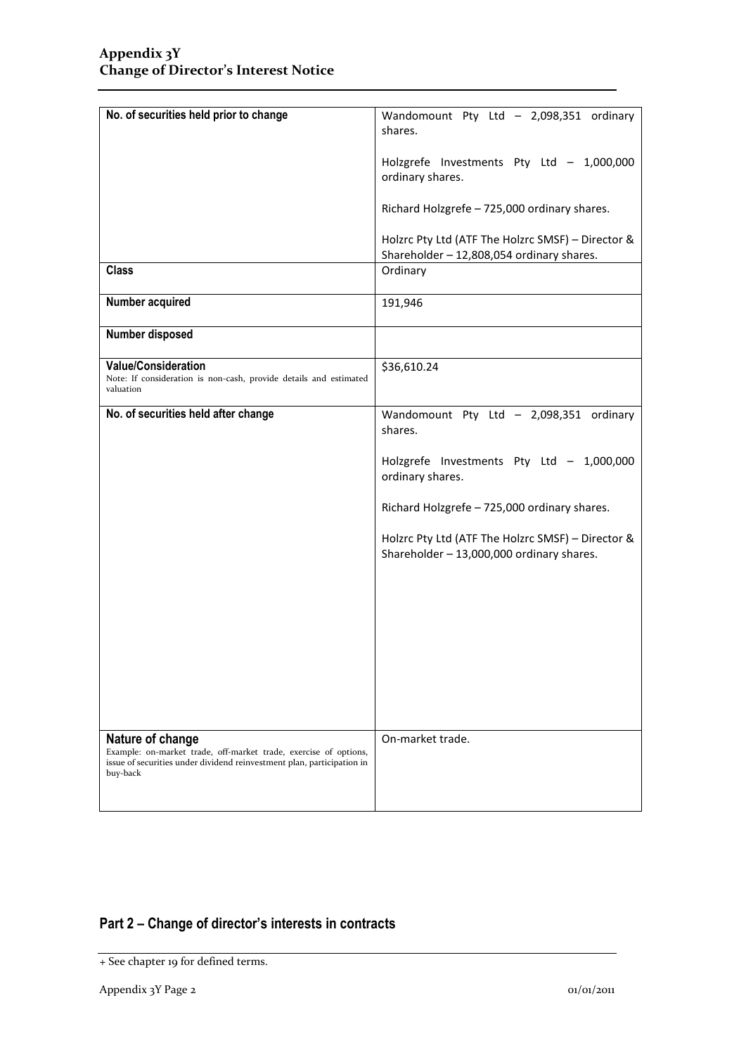| No. of securities held prior to change | Wandomount Pty Ltd – 2,098,351 ordinary shares.<br><br>Holzgrefe Investments Pty Ltd – 1,000,000 ordinary shares.<br><br>Richard Holzgrefe – 725,000 ordinary shares.<br><br>Holzrc Pty Ltd (ATF The Holzrc SMSF) – Director & Shareholder – 12,808,054 ordinary shares. |
|---|---|
| **Class** | Ordinary |
| **Number acquired** | 191,946 |
| **Number disposed** | |
| **Value/Consideration**<br>Note: If consideration is non-cash, provide details and estimated valuation | $36,610.24 |
| **No. of securities held after change** | Wandomount Pty Ltd – 2,098,351 ordinary shares.<br><br>Holzgrefe Investments Pty Ltd – 1,000,000 ordinary shares.<br><br>Richard Holzgrefe – 725,000 ordinary shares.<br><br>Holzrc Pty Ltd (ATF The Holzrc SMSF) – Director & Shareholder – 13,000,000 ordinary shares. |
| **Nature of change**<br>Example: on-market trade, off-market trade, exercise of options, issue of securities under dividend reinvestment plan, participation in buy-back | On-market trade. |

## Part 2 – Change of director's interests in contracts

+ See chapter 19 for defined terms.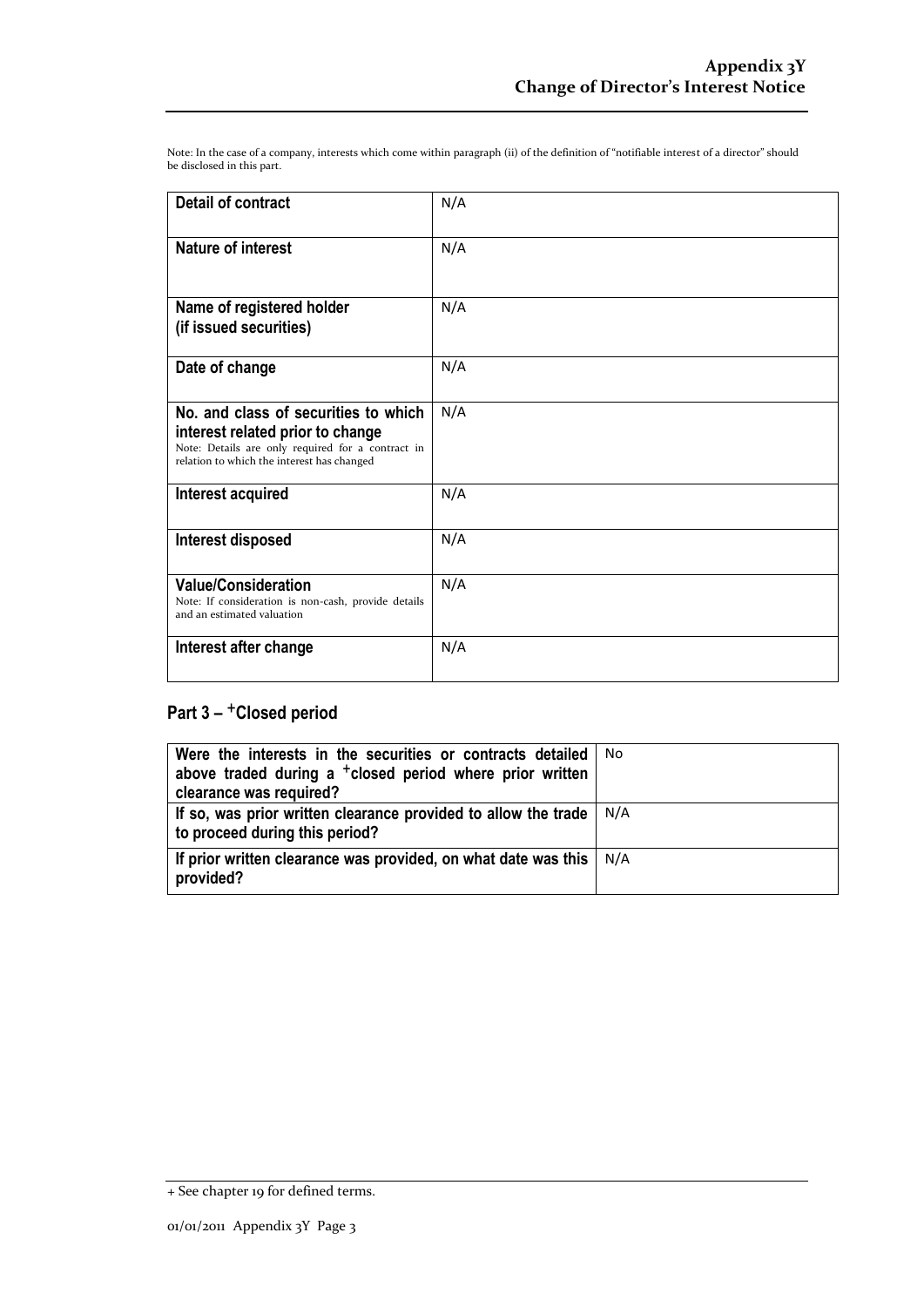Note: In the case of a company, interests which come within paragraph (ii) of the definition of "notifiable interest of a director" should be disclosed in this part.

| | |
|---|---|
| **Detail of contract** | N/A |
| **Nature of interest** | N/A |
| **Name of registered holder (if issued securities)** | N/A |
| **Date of change** | N/A |
| **No. and class of securities to which interest related prior to change** Note: Details are only required for a contract in relation to which the interest has changed | N/A |
| **Interest acquired** | N/A |
| **Interest disposed** | N/A |
| **Value/Consideration** Note: If consideration is non-cash, provide details and an estimated valuation | N/A |
| **Interest after change** | N/A |

## Part 3 – +Closed period

| | |
|---|---|
| **Were the interests in the securities or contracts detailed above traded during a +closed period where prior written clearance was required?** | No |
| **If so, was prior written clearance provided to allow the trade to proceed during this period?** | N/A |
| **If prior written clearance was provided, on what date was this provided?** | N/A |

+ See chapter 19 for defined terms.